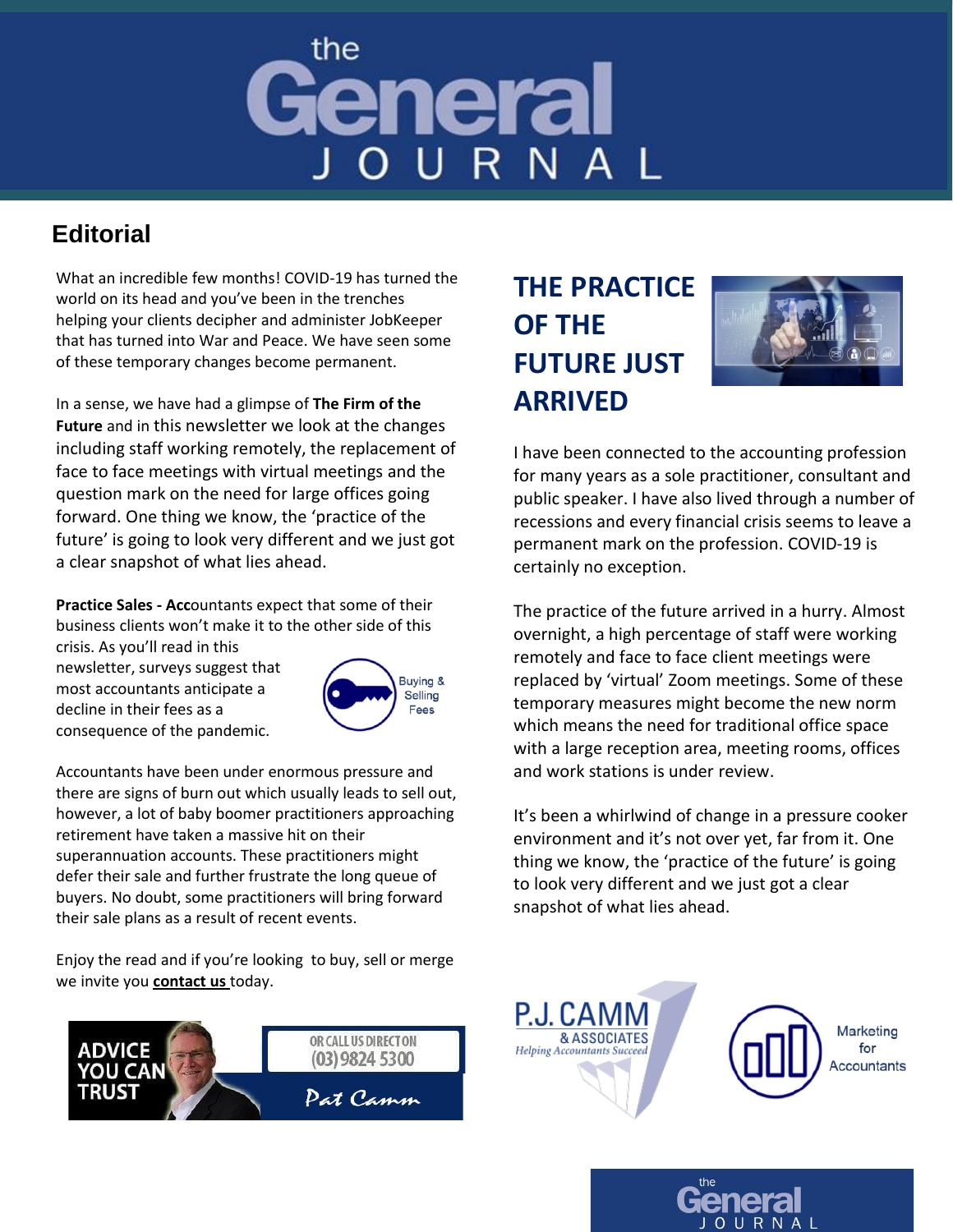# the General JOURNAL

## Editorial

What an incredible few months! COVID-19 has turned the world on its head and you've been in the trenches helping your clients decipher and administer JobKeeper that has turned into War and Peace. We have seen some of these temporary changes become permanent.

In a sense, we have had a glimpse of **The Firm of the Future** and in this newsletter we look at the changes including staff working remotely, the replacement of face to face meetings with virtual meetings and the question mark on the need for large offices going forward. One thing we know, the 'practice of the future' is going to look very different and we just got a clear snapshot of what lies ahead.

**Practice Sales - Acc**ountants expect that some of their business clients won't make it to the other side of this crisis. As you'll read in this newsletter, surveys suggest that most accountants anticipate a decline in their fees as a consequence of the pandemic.

Buying & Selling Fees

Accountants have been under enormous pressure and there are signs of burn out which usually leads to sell out, however, a lot of baby boomer practitioners approaching retirement have taken a massive hit on their superannuation accounts. These practitioners might defer their sale and further frustrate the long queue of buyers. No doubt, some practitioners will bring forward their sale plans as a result of recent events.

Enjoy the read and if you're looking to buy, sell or merge we invite you **contact us** today.

ADVICE YOU CAN TRUST

OR CALL US DIRECT ON (03) 9824 5300

Pat Camm

## THE PRACTICE OF THE FUTURE JUST ARRIVED

I have been connected to the accounting profession for many years as a sole practitioner, consultant and public speaker. I have also lived through a number of recessions and every financial crisis seems to leave a permanent mark on the profession. COVID-19 is certainly no exception.

The practice of the future arrived in a hurry. Almost overnight, a high percentage of staff were working remotely and face to face client meetings were replaced by 'virtual' Zoom meetings. Some of these temporary measures might become the new norm which means the need for traditional office space with a large reception area, meeting rooms, offices and work stations is under review.

It's been a whirlwind of change in a pressure cooker environment and it's not over yet, far from it. One thing we know, the 'practice of the future' is going to look very different and we just got a clear snapshot of what lies ahead.

P.J. CAMM & ASSOCIATES
*Helping Accountants Succeed*

Marketing for Accountants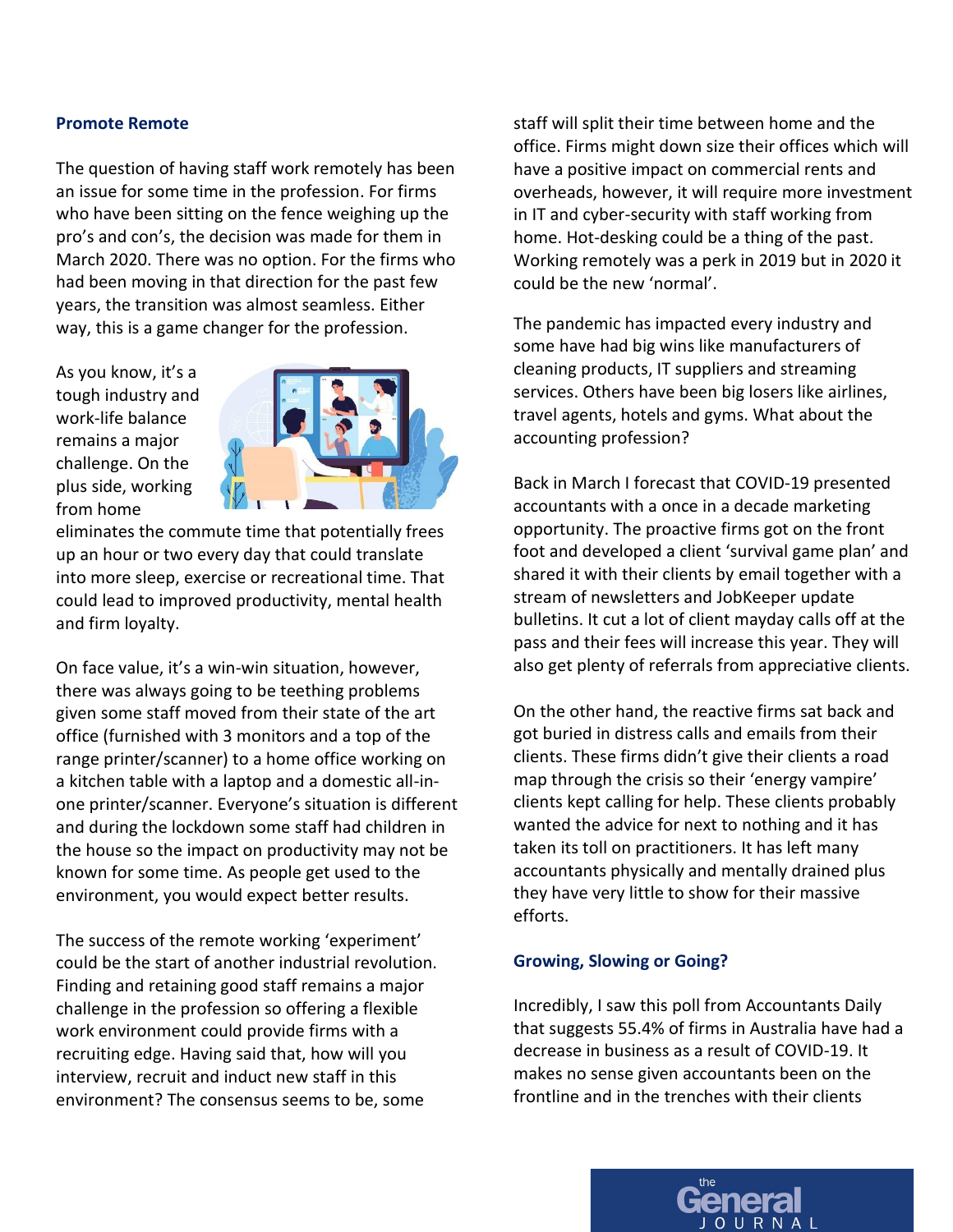## Promote Remote

The question of having staff work remotely has been an issue for some time in the profession. For firms who have been sitting on the fence weighing up the pro's and con's, the decision was made for them in March 2020. There was no option. For the firms who had been moving in that direction for the past few years, the transition was almost seamless. Either way, this is a game changer for the profession.

As you know, it's a tough industry and work-life balance remains a major challenge. On the plus side, working from home eliminates the commute time that potentially frees up an hour or two every day that could translate into more sleep, exercise or recreational time. That could lead to improved productivity, mental health and firm loyalty.

On face value, it's a win-win situation, however, there was always going to be teething problems given some staff moved from their state of the art office (furnished with 3 monitors and a top of the range printer/scanner) to a home office working on a kitchen table with a laptop and a domestic all-in-one printer/scanner. Everyone's situation is different and during the lockdown some staff had children in the house so the impact on productivity may not be known for some time. As people get used to the environment, you would expect better results.

The success of the remote working 'experiment' could be the start of another industrial revolution. Finding and retaining good staff remains a major challenge in the profession so offering a flexible work environment could provide firms with a recruiting edge. Having said that, how will you interview, recruit and induct new staff in this environment? The consensus seems to be, some staff will split their time between home and the office. Firms might down size their offices which will have a positive impact on commercial rents and overheads, however, it will require more investment in IT and cyber-security with staff working from home. Hot-desking could be a thing of the past. Working remotely was a perk in 2019 but in 2020 it could be the new 'normal'.

The pandemic has impacted every industry and some have had big wins like manufacturers of cleaning products, IT suppliers and streaming services. Others have been big losers like airlines, travel agents, hotels and gyms. What about the accounting profession?

Back in March I forecast that COVID-19 presented accountants with a once in a decade marketing opportunity. The proactive firms got on the front foot and developed a client 'survival game plan' and shared it with their clients by email together with a stream of newsletters and JobKeeper update bulletins. It cut a lot of client mayday calls off at the pass and their fees will increase this year. They will also get plenty of referrals from appreciative clients.

On the other hand, the reactive firms sat back and got buried in distress calls and emails from their clients. These firms didn't give their clients a road map through the crisis so their 'energy vampire' clients kept calling for help. These clients probably wanted the advice for next to nothing and it has taken its toll on practitioners. It has left many accountants physically and mentally drained plus they have very little to show for their massive efforts.

## Growing, Slowing or Going?

Incredibly, I saw this poll from Accountants Daily that suggests 55.4% of firms in Australia have had a decrease in business as a result of COVID-19. It makes no sense given accountants been on the frontline and in the trenches with their clients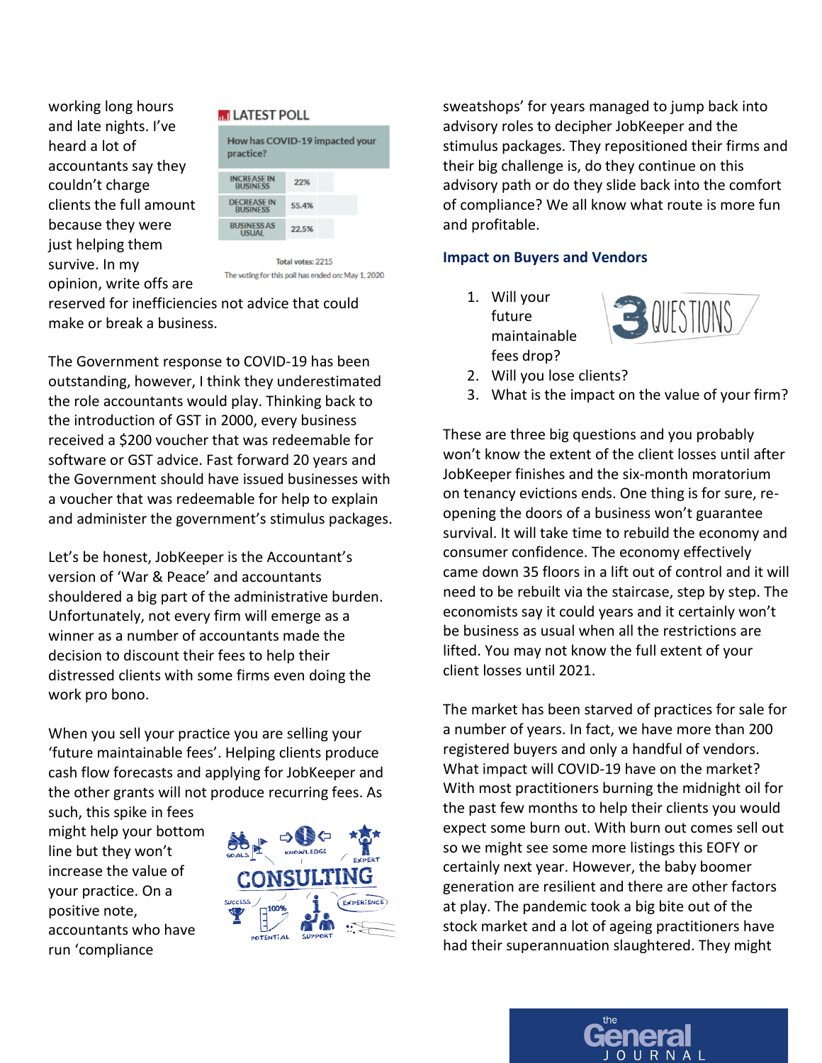working long hours and late nights. I've heard a lot of accountants say they couldn't charge clients the full amount because they were just helping them survive. In my opinion, write offs are reserved for inefficiencies not advice that could make or break a business.

**LATEST POLL**

| How has COVID-19 impacted your practice? | |
|---|---|
| INCREASE IN BUSINESS | 22% |
| DECREASE IN BUSINESS | 55.4% |
| BUSINESS AS USUAL | 22.5% |

Total votes: 2215

The voting for this poll has ended on: May 1, 2020

The Government response to COVID-19 has been outstanding, however, I think they underestimated the role accountants would play. Thinking back to the introduction of GST in 2000, every business received a $200 voucher that was redeemable for software or GST advice. Fast forward 20 years and the Government should have issued businesses with a voucher that was redeemable for help to explain and administer the government's stimulus packages.

Let's be honest, JobKeeper is the Accountant's version of 'War & Peace' and accountants shouldered a big part of the administrative burden. Unfortunately, not every firm will emerge as a winner as a number of accountants made the decision to discount their fees to help their distressed clients with some firms even doing the work pro bono.

When you sell your practice you are selling your 'future maintainable fees'. Helping clients produce cash flow forecasts and applying for JobKeeper and the other grants will not produce recurring fees. As such, this spike in fees might help your bottom line but they won't increase the value of your practice. On a positive note, accountants who have run 'compliance sweatshops' for years managed to jump back into advisory roles to decipher JobKeeper and the stimulus packages. They repositioned their firms and their big challenge is, do they continue on this advisory path or do they slide back into the comfort of compliance? We all know what route is more fun and profitable.

### Impact on Buyers and Vendors

1. Will your future maintainable fees drop?
2. Will you lose clients?
3. What is the impact on the value of your firm?

These are three big questions and you probably won't know the extent of the client losses until after JobKeeper finishes and the six-month moratorium on tenancy evictions ends. One thing is for sure, re-opening the doors of a business won't guarantee survival. It will take time to rebuild the economy and consumer confidence. The economy effectively came down 35 floors in a lift out of control and it will need to be rebuilt via the staircase, step by step. The economists say it could years and it certainly won't be business as usual when all the restrictions are lifted. You may not know the full extent of your client losses until 2021.

The market has been starved of practices for sale for a number of years. In fact, we have more than 200 registered buyers and only a handful of vendors. What impact will COVID-19 have on the market? With most practitioners burning the midnight oil for the past few months to help their clients you would expect some burn out. With burn out comes sell out so we might see some more listings this EOFY or certainly next year. However, the baby boomer generation are resilient and there are other factors at play. The pandemic took a big bite out of the stock market and a lot of ageing practitioners have had their superannuation slaughtered. They might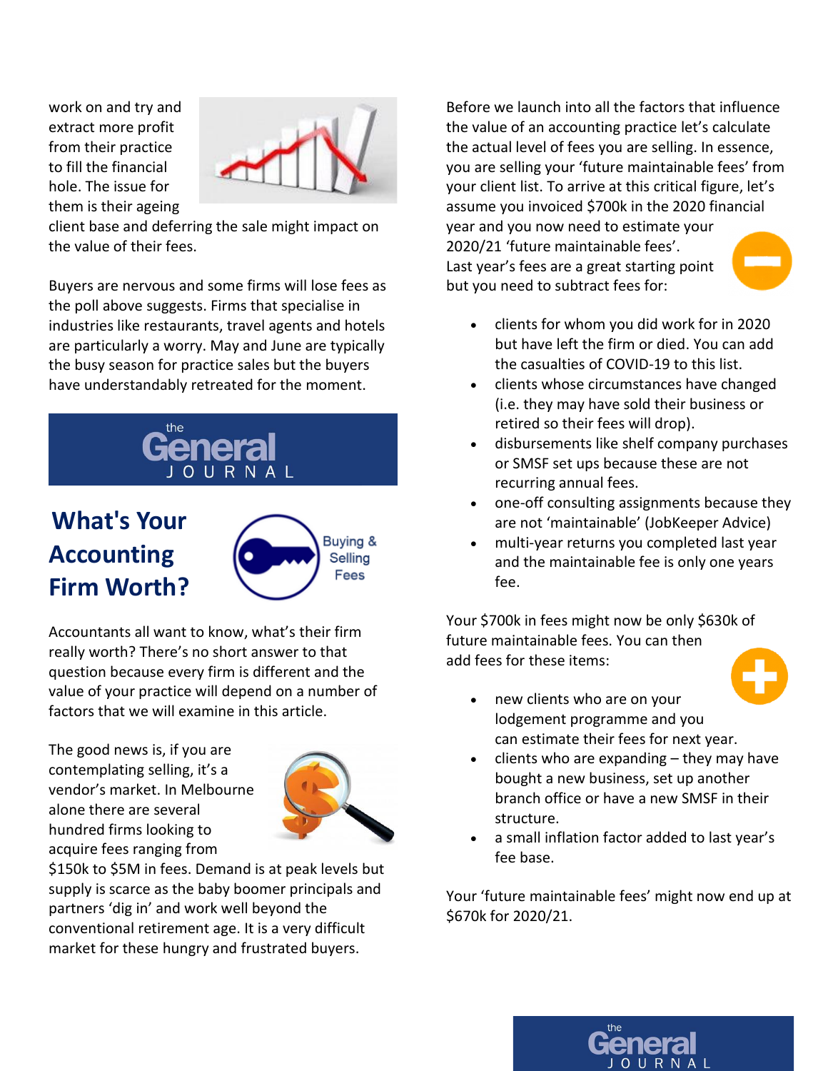work on and try and extract more profit from their practice to fill the financial hole. The issue for them is their ageing client base and deferring the sale might impact on the value of their fees.

Buyers are nervous and some firms will lose fees as the poll above suggests. Firms that specialise in industries like restaurants, travel agents and hotels are particularly a worry. May and June are typically the busy season for practice sales but the buyers have understandably retreated for the moment.

## What's Your Accounting Firm Worth?

Accountants all want to know, what's their firm really worth? There's no short answer to that question because every firm is different and the value of your practice will depend on a number of factors that we will examine in this article.

The good news is, if you are contemplating selling, it's a vendor's market. In Melbourne alone there are several hundred firms looking to acquire fees ranging from $150k to $5M in fees. Demand is at peak levels but supply is scarce as the baby boomer principals and partners 'dig in' and work well beyond the conventional retirement age. It is a very difficult market for these hungry and frustrated buyers.

Before we launch into all the factors that influence the value of an accounting practice let's calculate the actual level of fees you are selling. In essence, you are selling your 'future maintainable fees' from your client list. To arrive at this critical figure, let's assume you invoiced $700k in the 2020 financial year and you now need to estimate your 2020/21 'future maintainable fees'. Last year's fees are a great starting point but you need to subtract fees for:

- clients for whom you did work for in 2020 but have left the firm or died. You can add the casualties of COVID-19 to this list.
- clients whose circumstances have changed (i.e. they may have sold their business or retired so their fees will drop).
- disbursements like shelf company purchases or SMSF set ups because these are not recurring annual fees.
- one-off consulting assignments because they are not 'maintainable' (JobKeeper Advice)
- multi-year returns you completed last year and the maintainable fee is only one years fee.

Your $700k in fees might now be only $630k of future maintainable fees. You can then add fees for these items:

- new clients who are on your lodgement programme and you can estimate their fees for next year.
- clients who are expanding – they may have bought a new business, set up another branch office or have a new SMSF in their structure.
- a small inflation factor added to last year's fee base.

Your 'future maintainable fees' might now end up at $670k for 2020/21.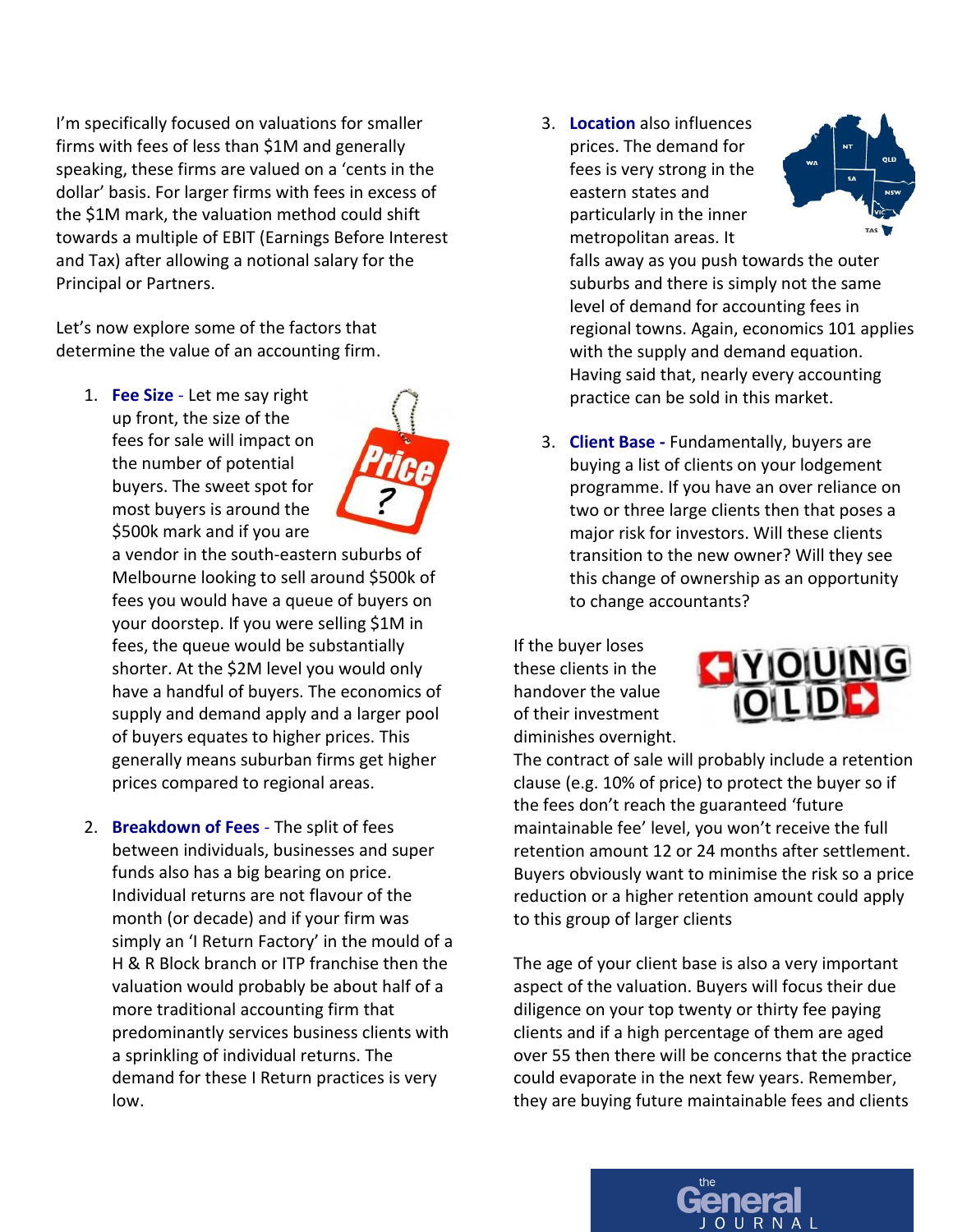I'm specifically focused on valuations for smaller firms with fees of less than $1M and generally speaking, these firms are valued on a 'cents in the dollar' basis. For larger firms with fees in excess of the $1M mark, the valuation method could shift towards a multiple of EBIT (Earnings Before Interest and Tax) after allowing a notional salary for the Principal or Partners.

Let's now explore some of the factors that determine the value of an accounting firm.

1. **Fee Size** - Let me say right up front, the size of the fees for sale will impact on the number of potential buyers. The sweet spot for most buyers is around the $500k mark and if you are a vendor in the south-eastern suburbs of Melbourne looking to sell around $500k of fees you would have a queue of buyers on your doorstep. If you were selling $1M in fees, the queue would be substantially shorter. At the $2M level you would only have a handful of buyers. The economics of supply and demand apply and a larger pool of buyers equates to higher prices. This generally means suburban firms get higher prices compared to regional areas.

2. **Breakdown of Fees** - The split of fees between individuals, businesses and super funds also has a big bearing on price. Individual returns are not flavour of the month (or decade) and if your firm was simply an 'I Return Factory' in the mould of a H & R Block branch or ITP franchise then the valuation would probably be about half of a more traditional accounting firm that predominantly services business clients with a sprinkling of individual returns. The demand for these I Return practices is very low.

3. **Location** also influences prices. The demand for fees is very strong in the eastern states and particularly in the inner metropolitan areas. It falls away as you push towards the outer suburbs and there is simply not the same level of demand for accounting fees in regional towns. Again, economics 101 applies with the supply and demand equation. Having said that, nearly every accounting practice can be sold in this market.

3. **Client Base -** Fundamentally, buyers are buying a list of clients on your lodgement programme. If you have an over reliance on two or three large clients then that poses a major risk for investors. Will these clients transition to the new owner? Will they see this change of ownership as an opportunity to change accountants?

If the buyer loses these clients in the handover the value of their investment diminishes overnight. The contract of sale will probably include a retention clause (e.g. 10% of price) to protect the buyer so if the fees don't reach the guaranteed 'future maintainable fee' level, you won't receive the full retention amount 12 or 24 months after settlement. Buyers obviously want to minimise the risk so a price reduction or a higher retention amount could apply to this group of larger clients

The age of your client base is also a very important aspect of the valuation. Buyers will focus their due diligence on your top twenty or thirty fee paying clients and if a high percentage of them are aged over 55 then there will be concerns that the practice could evaporate in the next few years. Remember, they are buying future maintainable fees and clients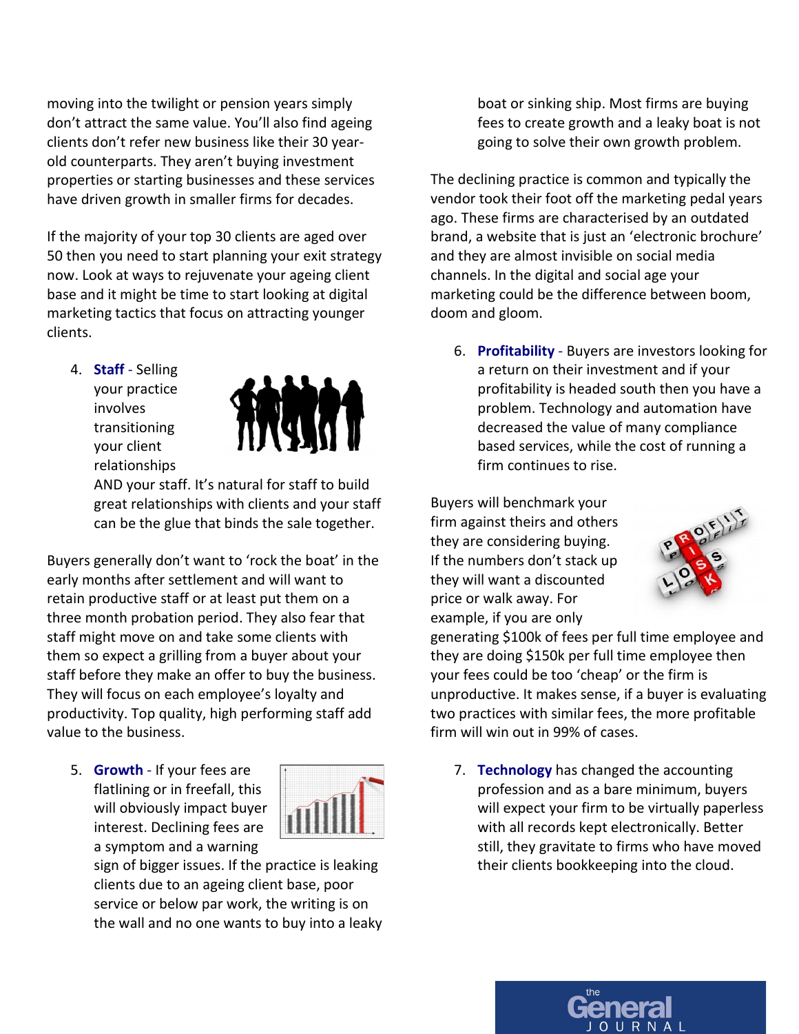moving into the twilight or pension years simply don't attract the same value. You'll also find ageing clients don't refer new business like their 30 year-old counterparts. They aren't buying investment properties or starting businesses and these services have driven growth in smaller firms for decades.

If the majority of your top 30 clients are aged over 50 then you need to start planning your exit strategy now. Look at ways to rejuvenate your ageing client base and it might be time to start looking at digital marketing tactics that focus on attracting younger clients.

4. **Staff** - Selling your practice involves transitioning your client relationships AND your staff. It's natural for staff to build great relationships with clients and your staff can be the glue that binds the sale together.

Buyers generally don't want to 'rock the boat' in the early months after settlement and will want to retain productive staff or at least put them on a three month probation period. They also fear that staff might move on and take some clients with them so expect a grilling from a buyer about your staff before they make an offer to buy the business. They will focus on each employee's loyalty and productivity. Top quality, high performing staff add value to the business.

5. **Growth** - If your fees are flatlining or in freefall, this will obviously impact buyer interest. Declining fees are a symptom and a warning sign of bigger issues. If the practice is leaking clients due to an ageing client base, poor service or below par work, the writing is on the wall and no one wants to buy into a leaky boat or sinking ship. Most firms are buying fees to create growth and a leaky boat is not going to solve their own growth problem.

The declining practice is common and typically the vendor took their foot off the marketing pedal years ago. These firms are characterised by an outdated brand, a website that is just an 'electronic brochure' and they are almost invisible on social media channels. In the digital and social age your marketing could be the difference between boom, doom and gloom.

6. **Profitability** - Buyers are investors looking for a return on their investment and if your profitability is headed south then you have a problem. Technology and automation have decreased the value of many compliance based services, while the cost of running a firm continues to rise.

Buyers will benchmark your firm against theirs and others they are considering buying. If the numbers don't stack up they will want a discounted price or walk away. For example, if you are only generating $100k of fees per full time employee and they are doing $150k per full time employee then your fees could be too 'cheap' or the firm is unproductive. It makes sense, if a buyer is evaluating two practices with similar fees, the more profitable firm will win out in 99% of cases.

7. **Technology** has changed the accounting profession and as a bare minimum, buyers will expect your firm to be virtually paperless with all records kept electronically. Better still, they gravitate to firms who have moved their clients bookkeeping into the cloud.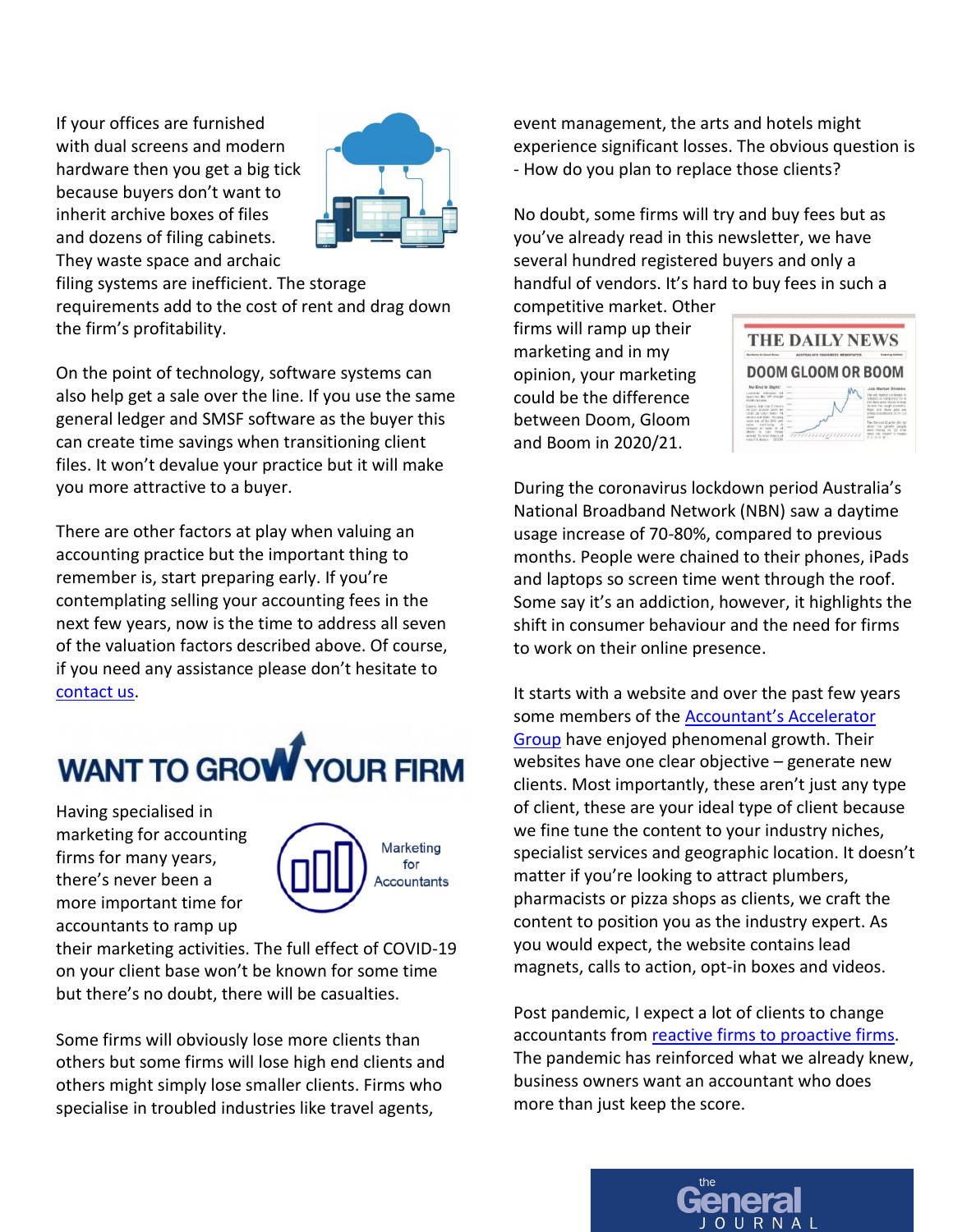If your offices are furnished with dual screens and modern hardware then you get a big tick because buyers don't want to inherit archive boxes of files and dozens of filing cabinets. They waste space and archaic filing systems are inefficient. The storage requirements add to the cost of rent and drag down the firm's profitability.

On the point of technology, software systems can also help get a sale over the line. If you use the same general ledger and SMSF software as the buyer this can create time savings when transitioning client files. It won't devalue your practice but it will make you more attractive to a buyer.

There are other factors at play when valuing an accounting practice but the important thing to remember is, start preparing early. If you're contemplating selling your accounting fees in the next few years, now is the time to address all seven of the valuation factors described above. Of course, if you need any assistance please don't hesitate to [contact us](#).

## WANT TO GROW YOUR FIRM

Having specialised in marketing for accounting firms for many years, there's never been a more important time for accountants to ramp up their marketing activities. The full effect of COVID-19 on your client base won't be known for some time but there's no doubt, there will be casualties.

Some firms will obviously lose more clients than others but some firms will lose high end clients and others might simply lose smaller clients. Firms who specialise in troubled industries like travel agents, event management, the arts and hotels might experience significant losses. The obvious question is - How do you plan to replace those clients?

No doubt, some firms will try and buy fees but as you've already read in this newsletter, we have several hundred registered buyers and only a handful of vendors. It's hard to buy fees in such a competitive market. Other firms will ramp up their marketing and in my opinion, your marketing could be the difference between Doom, Gloom and Boom in 2020/21.

During the coronavirus lockdown period Australia's National Broadband Network (NBN) saw a daytime usage increase of 70-80%, compared to previous months. People were chained to their phones, iPads and laptops so screen time went through the roof. Some say it's an addiction, however, it highlights the shift in consumer behaviour and the need for firms to work on their online presence.

It starts with a website and over the past few years some members of the [Accountant's Accelerator Group](#) have enjoyed phenomenal growth. Their websites have one clear objective – generate new clients. Most importantly, these aren't just any type of client, these are your ideal type of client because we fine tune the content to your industry niches, specialist services and geographic location. It doesn't matter if you're looking to attract plumbers, pharmacists or pizza shops as clients, we craft the content to position you as the industry expert. As you would expect, the website contains lead magnets, calls to action, opt-in boxes and videos.

Post pandemic, I expect a lot of clients to change accountants from [reactive firms to proactive firms](#). The pandemic has reinforced what we already knew, business owners want an accountant who does more than just keep the score.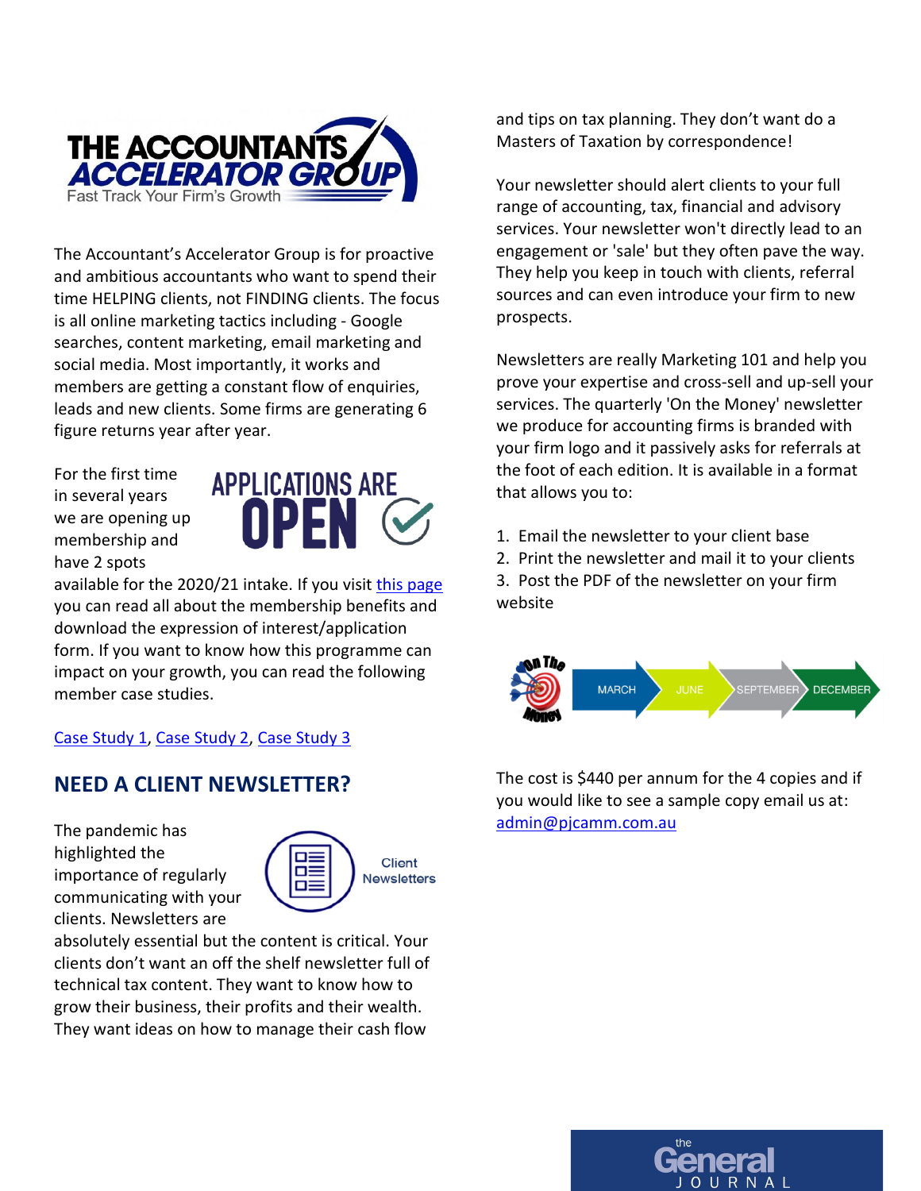The Accountant's Accelerator Group is for proactive and ambitious accountants who want to spend their time HELPING clients, not FINDING clients. The focus is all online marketing tactics including - Google searches, content marketing, email marketing and social media. Most importantly, it works and members are getting a constant flow of enquiries, leads and new clients. Some firms are generating 6 figure returns year after year.

For the first time in several years we are opening up membership and have 2 spots available for the 2020/21 intake. If you visit this page you can read all about the membership benefits and download the expression of interest/application form. If you want to know how this programme can impact on your growth, you can read the following member case studies.

Case Study 1, Case Study 2, Case Study 3

## NEED A CLIENT NEWSLETTER?

The pandemic has highlighted the importance of regularly communicating with your clients. Newsletters are absolutely essential but the content is critical. Your clients don't want an off the shelf newsletter full of technical tax content. They want to know how to grow their business, their profits and their wealth. They want ideas on how to manage their cash flow and tips on tax planning. They don't want do a Masters of Taxation by correspondence!

Your newsletter should alert clients to your full range of accounting, tax, financial and advisory services. Your newsletter won't directly lead to an engagement or 'sale' but they often pave the way. They help you keep in touch with clients, referral sources and can even introduce your firm to new prospects.

Newsletters are really Marketing 101 and help you prove your expertise and cross-sell and up-sell your services. The quarterly 'On the Money' newsletter we produce for accounting firms is branded with your firm logo and it passively asks for referrals at the foot of each edition. It is available in a format that allows you to:

1. Email the newsletter to your client base
2. Print the newsletter and mail it to your clients
3. Post the PDF of the newsletter on your firm website

The cost is $440 per annum for the 4 copies and if you would like to see a sample copy email us at: admin@pjcamm.com.au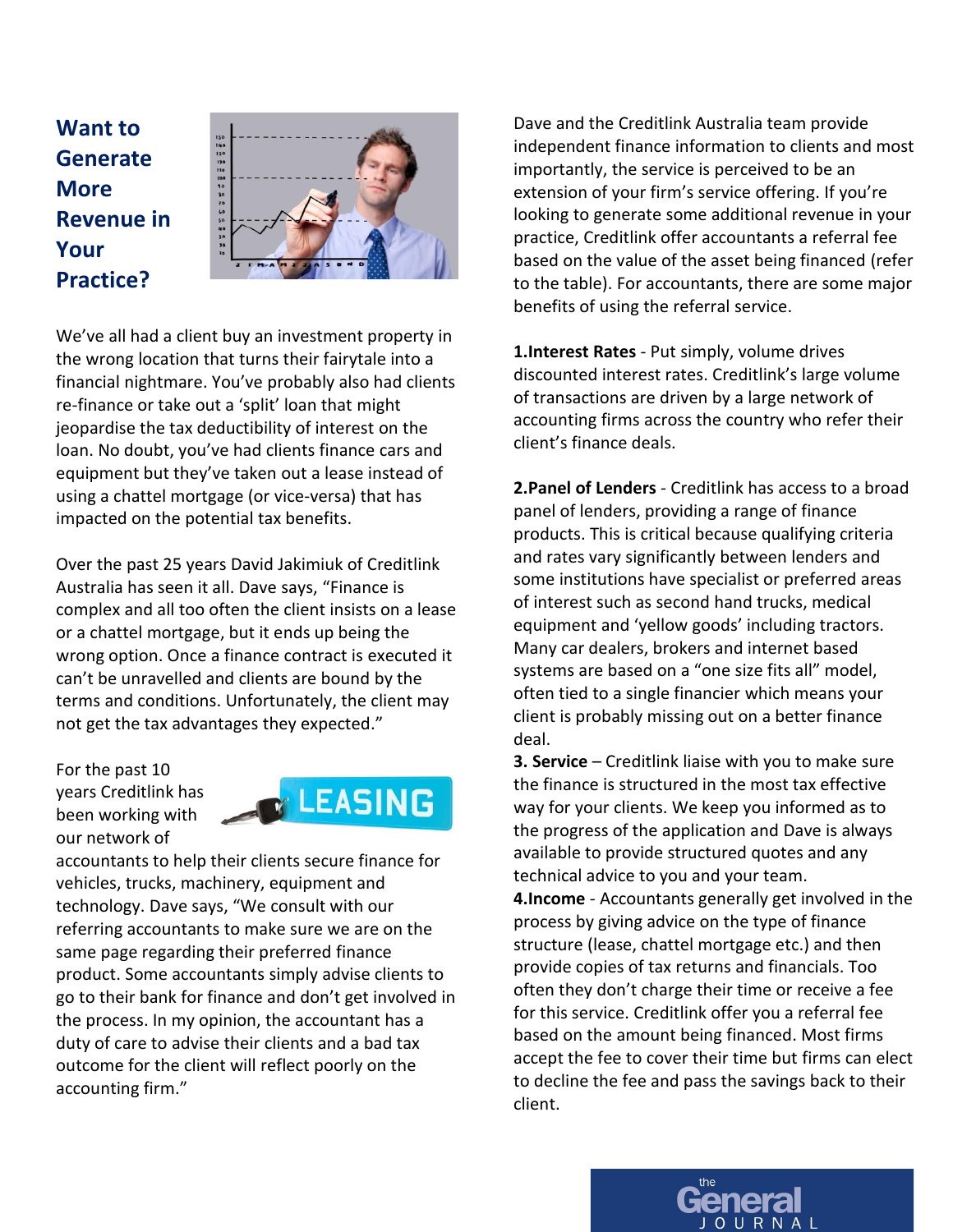# Want to Generate More Revenue in Your Practice?

We've all had a client buy an investment property in the wrong location that turns their fairytale into a financial nightmare. You've probably also had clients re-finance or take out a 'split' loan that might jeopardise the tax deductibility of interest on the loan. No doubt, you've had clients finance cars and equipment but they've taken out a lease instead of using a chattel mortgage (or vice-versa) that has impacted on the potential tax benefits.

Over the past 25 years David Jakimiuk of Creditlink Australia has seen it all. Dave says, "Finance is complex and all too often the client insists on a lease or a chattel mortgage, but it ends up being the wrong option. Once a finance contract is executed it can't be unravelled and clients are bound by the terms and conditions. Unfortunately, the client may not get the tax advantages they expected."

For the past 10 years Creditlink has been working with our network of accountants to help their clients secure finance for vehicles, trucks, machinery, equipment and technology. Dave says, "We consult with our referring accountants to make sure we are on the same page regarding their preferred finance product. Some accountants simply advise clients to go to their bank for finance and don't get involved in the process. In my opinion, the accountant has a duty of care to advise their clients and a bad tax outcome for the client will reflect poorly on the accounting firm."

Dave and the Creditlink Australia team provide independent finance information to clients and most importantly, the service is perceived to be an extension of your firm's service offering. If you're looking to generate some additional revenue in your practice, Creditlink offer accountants a referral fee based on the value of the asset being financed (refer to the table). For accountants, there are some major benefits of using the referral service.

**1.Interest Rates** - Put simply, volume drives discounted interest rates. Creditlink's large volume of transactions are driven by a large network of accounting firms across the country who refer their client's finance deals.

**2.Panel of Lenders** - Creditlink has access to a broad panel of lenders, providing a range of finance products. This is critical because qualifying criteria and rates vary significantly between lenders and some institutions have specialist or preferred areas of interest such as second hand trucks, medical equipment and 'yellow goods' including tractors. Many car dealers, brokers and internet based systems are based on a "one size fits all" model, often tied to a single financier which means your client is probably missing out on a better finance deal.

**3. Service** – Creditlink liaise with you to make sure the finance is structured in the most tax effective way for your clients. We keep you informed as to the progress of the application and Dave is always available to provide structured quotes and any technical advice to you and your team.

**4.Income** - Accountants generally get involved in the process by giving advice on the type of finance structure (lease, chattel mortgage etc.) and then provide copies of tax returns and financials. Too often they don't charge their time or receive a fee for this service. Creditlink offer you a referral fee based on the amount being financed. Most firms accept the fee to cover their time but firms can elect to decline the fee and pass the savings back to their client.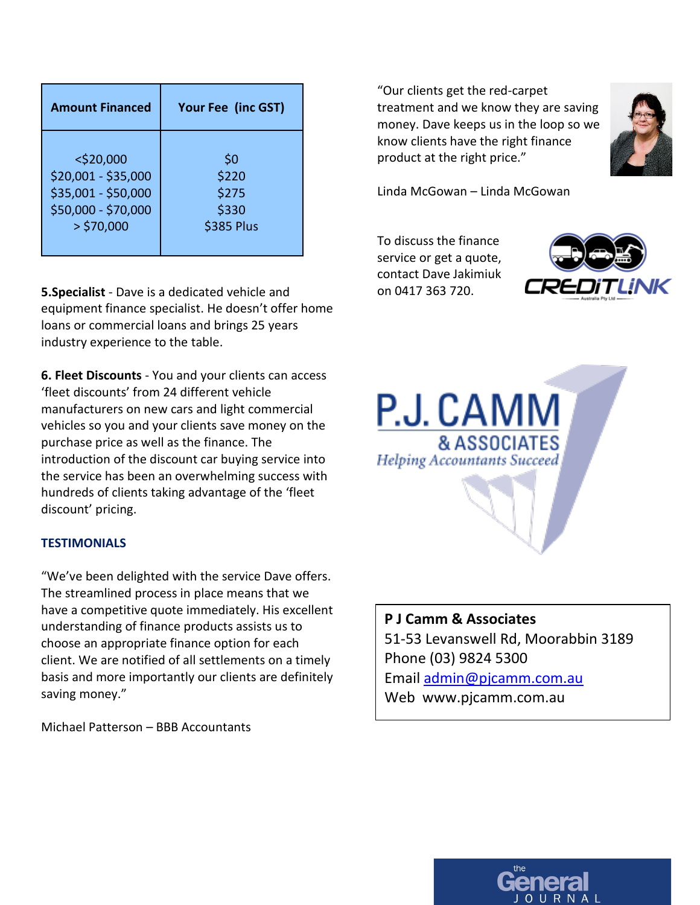| Amount Financed | Your Fee (inc GST) |
| --- | --- |
| <$20,000 | $0 |
| $20,001 - $35,000 | $220 |
| $35,001 - $50,000 | $275 |
| $50,000 - $70,000 | $330 |
| > $70,000 | $385 Plus |

**5.Specialist** - Dave is a dedicated vehicle and equipment finance specialist. He doesn't offer home loans or commercial loans and brings 25 years industry experience to the table.

**6. Fleet Discounts** - You and your clients can access 'fleet discounts' from 24 different vehicle manufacturers on new cars and light commercial vehicles so you and your clients save money on the purchase price as well as the finance. The introduction of the discount car buying service into the service has been an overwhelming success with hundreds of clients taking advantage of the 'fleet discount' pricing.

## TESTIMONIALS

"We've been delighted with the service Dave offers. The streamlined process in place means that we have a competitive quote immediately. His excellent understanding of finance products assists us to choose an appropriate finance option for each client. We are notified of all settlements on a timely basis and more importantly our clients are definitely saving money."

Michael Patterson – BBB Accountants

"Our clients get the red-carpet treatment and we know they are saving money. Dave keeps us in the loop so we know clients have the right finance product at the right price."

Linda McGowan – Linda McGowan

To discuss the finance service or get a quote, contact Dave Jakimiuk on 0417 363 720.

CREDITLINK Australia Pty Ltd

P.J. CAMM & ASSOCIATES
*Helping Accountants Succeed*

**P J Camm & Associates**
51-53 Levanswell Rd, Moorabbin 3189
Phone (03) 9824 5300
Email admin@pjcamm.com.au
Web www.pjcamm.com.au